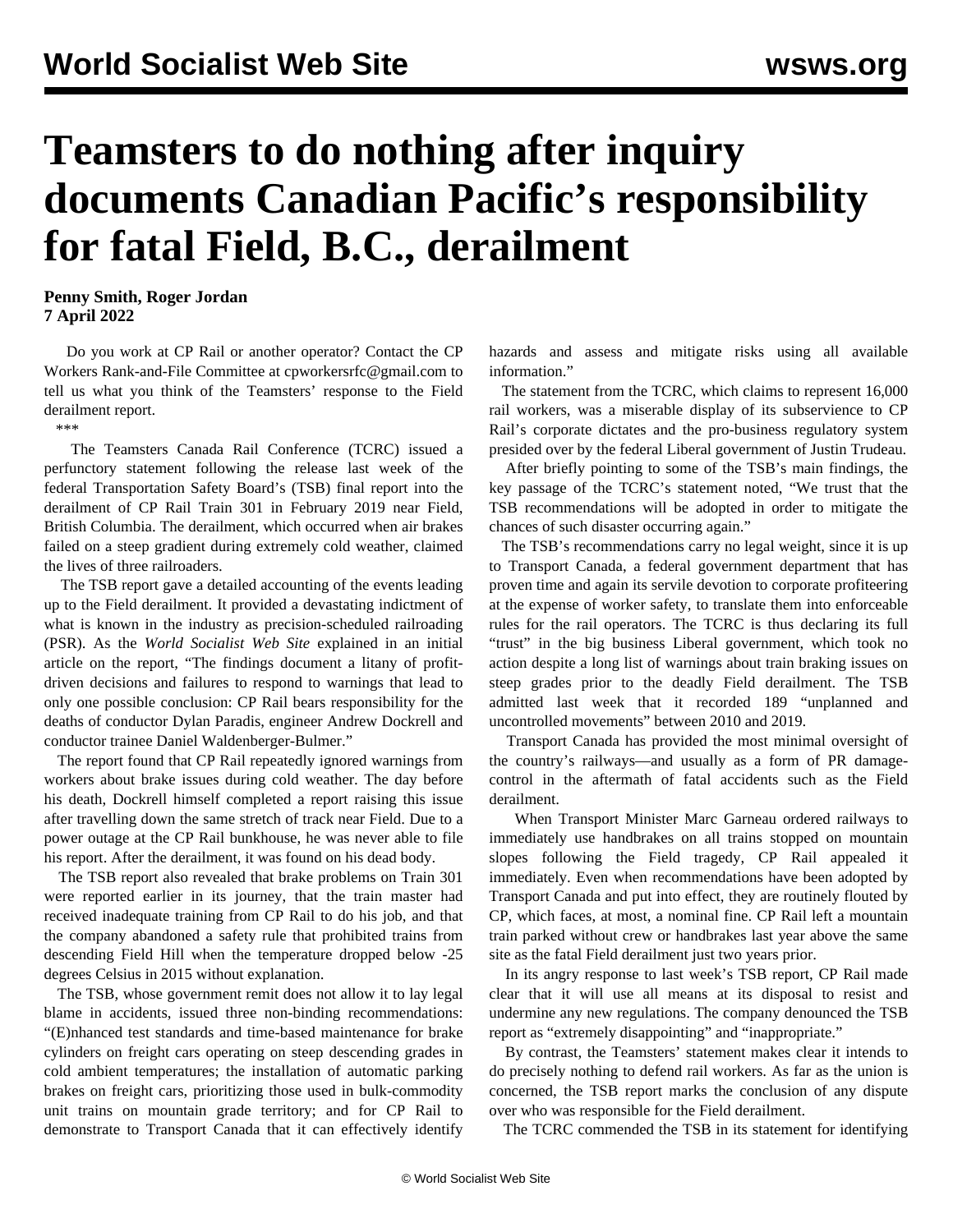# Teamsters to do nothing after inquiry documents Canadian Pacific's responsibility for fatal Field, B.C., derailment

**Penny Smith, Roger Jordan**
**7 April 2022**

Do you work at CP Rail or another operator? Contact the CP Workers Rank-and-File Committee at cpworkersrfc@gmail.com to tell us what you think of the Teamsters' response to the Field derailment report.

***

The Teamsters Canada Rail Conference (TCRC) issued a perfunctory statement following the release last week of the federal Transportation Safety Board's (TSB) final report into the derailment of CP Rail Train 301 in February 2019 near Field, British Columbia. The derailment, which occurred when air brakes failed on a steep gradient during extremely cold weather, claimed the lives of three railroaders.

The TSB report gave a detailed accounting of the events leading up to the Field derailment. It provided a devastating indictment of what is known in the industry as precision-scheduled railroading (PSR). As the *World Socialist Web Site* explained in an initial article on the report, "The findings document a litany of profit-driven decisions and failures to respond to warnings that lead to only one possible conclusion: CP Rail bears responsibility for the deaths of conductor Dylan Paradis, engineer Andrew Dockrell and conductor trainee Daniel Waldenberger-Bulmer."

The report found that CP Rail repeatedly ignored warnings from workers about brake issues during cold weather. The day before his death, Dockrell himself completed a report raising this issue after travelling down the same stretch of track near Field. Due to a power outage at the CP Rail bunkhouse, he was never able to file his report. After the derailment, it was found on his dead body.

The TSB report also revealed that brake problems on Train 301 were reported earlier in its journey, that the train master had received inadequate training from CP Rail to do his job, and that the company abandoned a safety rule that prohibited trains from descending Field Hill when the temperature dropped below -25 degrees Celsius in 2015 without explanation.

The TSB, whose government remit does not allow it to lay legal blame in accidents, issued three non-binding recommendations: "(E)nhanced test standards and time-based maintenance for brake cylinders on freight cars operating on steep descending grades in cold ambient temperatures; the installation of automatic parking brakes on freight cars, prioritizing those used in bulk-commodity unit trains on mountain grade territory; and for CP Rail to demonstrate to Transport Canada that it can effectively identify hazards and assess and mitigate risks using all available information."

The statement from the TCRC, which claims to represent 16,000 rail workers, was a miserable display of its subservience to CP Rail's corporate dictates and the pro-business regulatory system presided over by the federal Liberal government of Justin Trudeau.

After briefly pointing to some of the TSB's main findings, the key passage of the TCRC's statement noted, "We trust that the TSB recommendations will be adopted in order to mitigate the chances of such disaster occurring again."

The TSB's recommendations carry no legal weight, since it is up to Transport Canada, a federal government department that has proven time and again its servile devotion to corporate profiteering at the expense of worker safety, to translate them into enforceable rules for the rail operators. The TCRC is thus declaring its full "trust" in the big business Liberal government, which took no action despite a long list of warnings about train braking issues on steep grades prior to the deadly Field derailment. The TSB admitted last week that it recorded 189 "unplanned and uncontrolled movements" between 2010 and 2019.

Transport Canada has provided the most minimal oversight of the country's railways—and usually as a form of PR damage-control in the aftermath of fatal accidents such as the Field derailment.

When Transport Minister Marc Garneau ordered railways to immediately use handbrakes on all trains stopped on mountain slopes following the Field tragedy, CP Rail appealed it immediately. Even when recommendations have been adopted by Transport Canada and put into effect, they are routinely flouted by CP, which faces, at most, a nominal fine. CP Rail left a mountain train parked without crew or handbrakes last year above the same site as the fatal Field derailment just two years prior.

In its angry response to last week's TSB report, CP Rail made clear that it will use all means at its disposal to resist and undermine any new regulations. The company denounced the TSB report as "extremely disappointing" and "inappropriate."

By contrast, the Teamsters' statement makes clear it intends to do precisely nothing to defend rail workers. As far as the union is concerned, the TSB report marks the conclusion of any dispute over who was responsible for the Field derailment.

The TCRC commended the TSB in its statement for identifying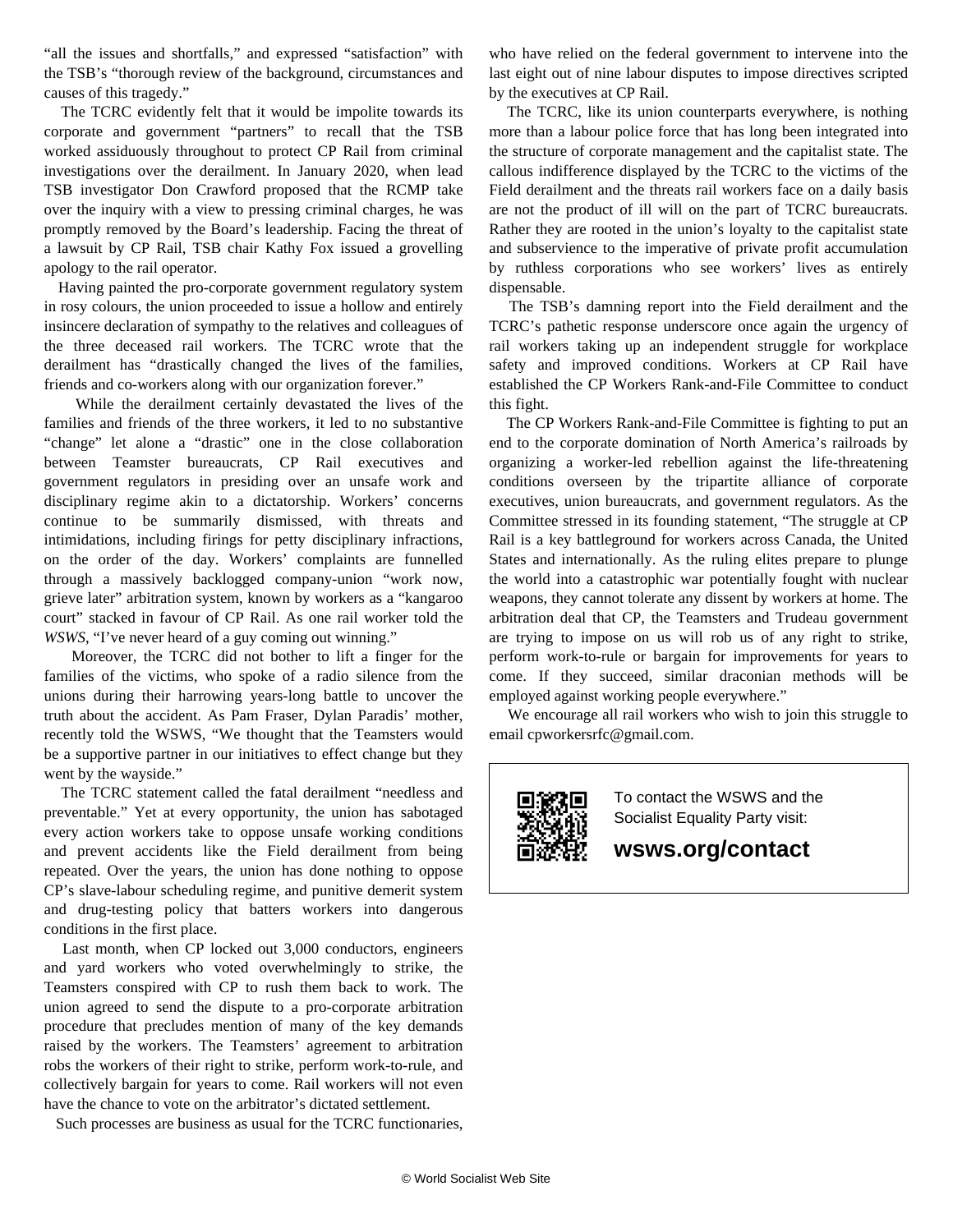"all the issues and shortfalls," and expressed "satisfaction" with the TSB's "thorough review of the background, circumstances and causes of this tragedy."

The TCRC evidently felt that it would be impolite towards its corporate and government "partners" to recall that the TSB worked assiduously throughout to protect CP Rail from criminal investigations over the derailment. In January 2020, when lead TSB investigator Don Crawford proposed that the RCMP take over the inquiry with a view to pressing criminal charges, he was promptly removed by the Board's leadership. Facing the threat of a lawsuit by CP Rail, TSB chair Kathy Fox issued a grovelling apology to the rail operator.

Having painted the pro-corporate government regulatory system in rosy colours, the union proceeded to issue a hollow and entirely insincere declaration of sympathy to the relatives and colleagues of the three deceased rail workers. The TCRC wrote that the derailment has "drastically changed the lives of the families, friends and co-workers along with our organization forever."

While the derailment certainly devastated the lives of the families and friends of the three workers, it led to no substantive "change" let alone a "drastic" one in the close collaboration between Teamster bureaucrats, CP Rail executives and government regulators in presiding over an unsafe work and disciplinary regime akin to a dictatorship. Workers' concerns continue to be summarily dismissed, with threats and intimidations, including firings for petty disciplinary infractions, on the order of the day. Workers' complaints are funnelled through a massively backlogged company-union "work now, grieve later" arbitration system, known by workers as a "kangaroo court" stacked in favour of CP Rail. As one rail worker told the *WSWS*, "I've never heard of a guy coming out winning."

Moreover, the TCRC did not bother to lift a finger for the families of the victims, who spoke of a radio silence from the unions during their harrowing years-long battle to uncover the truth about the accident. As Pam Fraser, Dylan Paradis' mother, recently told the WSWS, "We thought that the Teamsters would be a supportive partner in our initiatives to effect change but they went by the wayside."

The TCRC statement called the fatal derailment "needless and preventable." Yet at every opportunity, the union has sabotaged every action workers take to oppose unsafe working conditions and prevent accidents like the Field derailment from being repeated. Over the years, the union has done nothing to oppose CP's slave-labour scheduling regime, and punitive demerit system and drug-testing policy that batters workers into dangerous conditions in the first place.

Last month, when CP locked out 3,000 conductors, engineers and yard workers who voted overwhelmingly to strike, the Teamsters conspired with CP to rush them back to work. The union agreed to send the dispute to a pro-corporate arbitration procedure that precludes mention of many of the key demands raised by the workers. The Teamsters' agreement to arbitration robs the workers of their right to strike, perform work-to-rule, and collectively bargain for years to come. Rail workers will not even have the chance to vote on the arbitrator's dictated settlement.

Such processes are business as usual for the TCRC functionaries, who have relied on the federal government to intervene into the last eight out of nine labour disputes to impose directives scripted by the executives at CP Rail.

The TCRC, like its union counterparts everywhere, is nothing more than a labour police force that has long been integrated into the structure of corporate management and the capitalist state. The callous indifference displayed by the TCRC to the victims of the Field derailment and the threats rail workers face on a daily basis are not the product of ill will on the part of TCRC bureaucrats. Rather they are rooted in the union's loyalty to the capitalist state and subservience to the imperative of private profit accumulation by ruthless corporations who see workers' lives as entirely dispensable.

The TSB's damning report into the Field derailment and the TCRC's pathetic response underscore once again the urgency of rail workers taking up an independent struggle for workplace safety and improved conditions. Workers at CP Rail have established the CP Workers Rank-and-File Committee to conduct this fight.

The CP Workers Rank-and-File Committee is fighting to put an end to the corporate domination of North America's railroads by organizing a worker-led rebellion against the life-threatening conditions overseen by the tripartite alliance of corporate executives, union bureaucrats, and government regulators. As the Committee stressed in its founding statement, "The struggle at CP Rail is a key battleground for workers across Canada, the United States and internationally. As the ruling elites prepare to plunge the world into a catastrophic war potentially fought with nuclear weapons, they cannot tolerate any dissent by workers at home. The arbitration deal that CP, the Teamsters and Trudeau government are trying to impose on us will rob us of any right to strike, perform work-to-rule or bargain for improvements for years to come. If they succeed, similar draconian methods will be employed against working people everywhere."

We encourage all rail workers who wish to join this struggle to email cpworkersrfc@gmail.com.

To contact the WSWS and the Socialist Equality Party visit:

**wsws.org/contact**